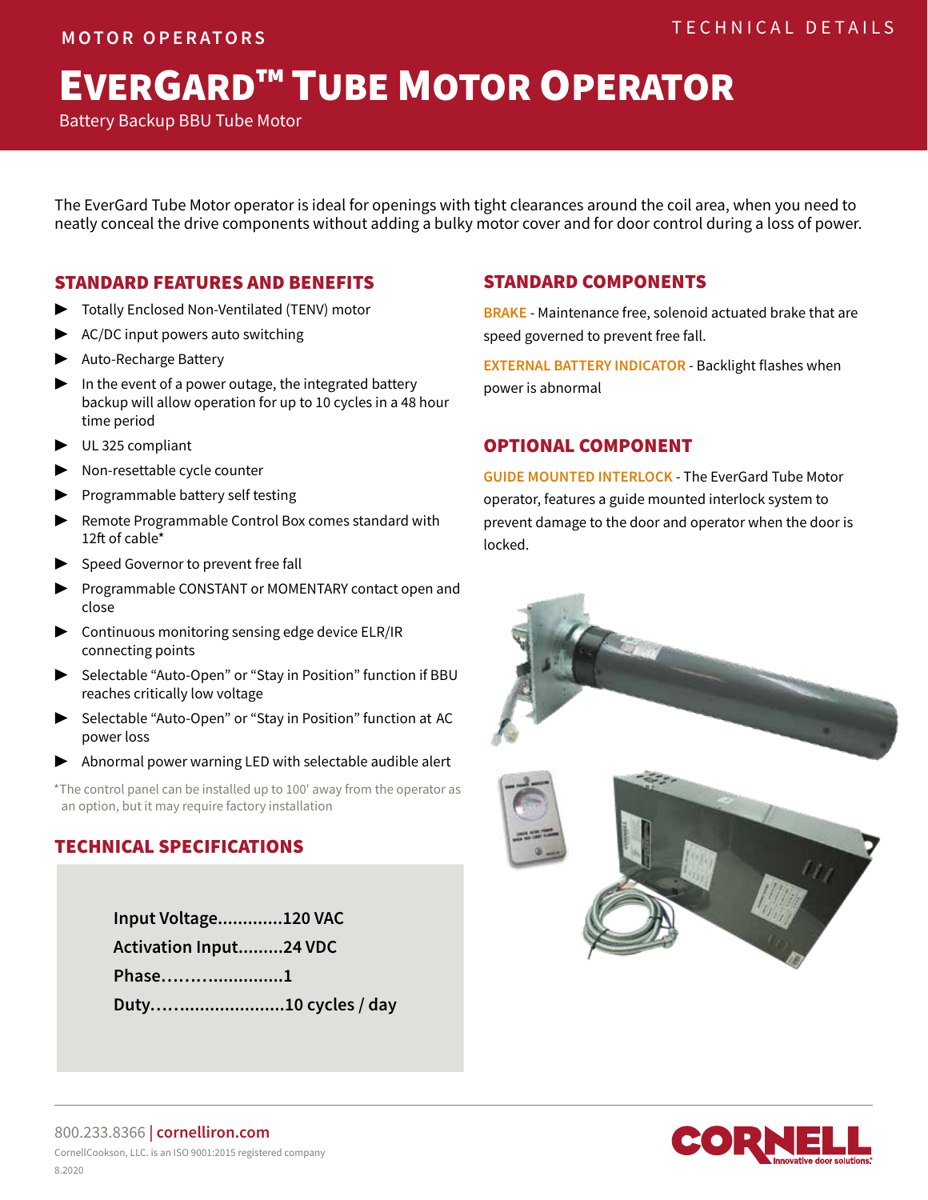MOTOR OPERATORS

TECHNICAL DETAILS

# EVERGARD™ TUBE MOTOR OPERATOR

Battery Backup BBU Tube Motor

The EverGard Tube Motor operator is ideal for openings with tight clearances around the coil area, when you need to neatly conceal the drive components without adding a bulky motor cover and for door control during a loss of power.

## STANDARD FEATURES AND BENEFITS

- Totally Enclosed Non-Ventilated (TENV) motor
- AC/DC input powers auto switching
- Auto-Recharge Battery
- In the event of a power outage, the integrated battery backup will allow operation for up to 10 cycles in a 48 hour time period
- UL 325 compliant
- Non-resettable cycle counter
- Programmable battery self testing
- Remote Programmable Control Box comes standard with 12ft of cable*
- Speed Governor to prevent free fall
- Programmable CONSTANT or MOMENTARY contact open and close
- Continuous monitoring sensing edge device ELR/IR connecting points
- Selectable "Auto-Open" or "Stay in Position" function if BBU reaches critically low voltage
- Selectable "Auto-Open" or "Stay in Position" function at AC power loss
- Abnormal power warning LED with selectable audible alert

*The control panel can be installed up to 100' away from the operator as an option, but it may require factory installation

## TECHNICAL SPECIFICATIONS

**Input Voltage.............120 VAC**
**Activation Input.........24 VDC**
**Phase........................1**
**Duty..........................10 cycles / day**

## STANDARD COMPONENTS

**BRAKE** - Maintenance free, solenoid actuated brake that are speed governed to prevent free fall.

**EXTERNAL BATTERY INDICATOR** - Backlight flashes when power is abnormal

## OPTIONAL COMPONENT

**GUIDE MOUNTED INTERLOCK** - The EverGard Tube Motor operator, features a guide mounted interlock system to prevent damage to the door and operator when the door is locked.

800.233.8366 | cornelliron.com

CornellCookson, LLC. is an ISO 9001:2015 registered company

8.2020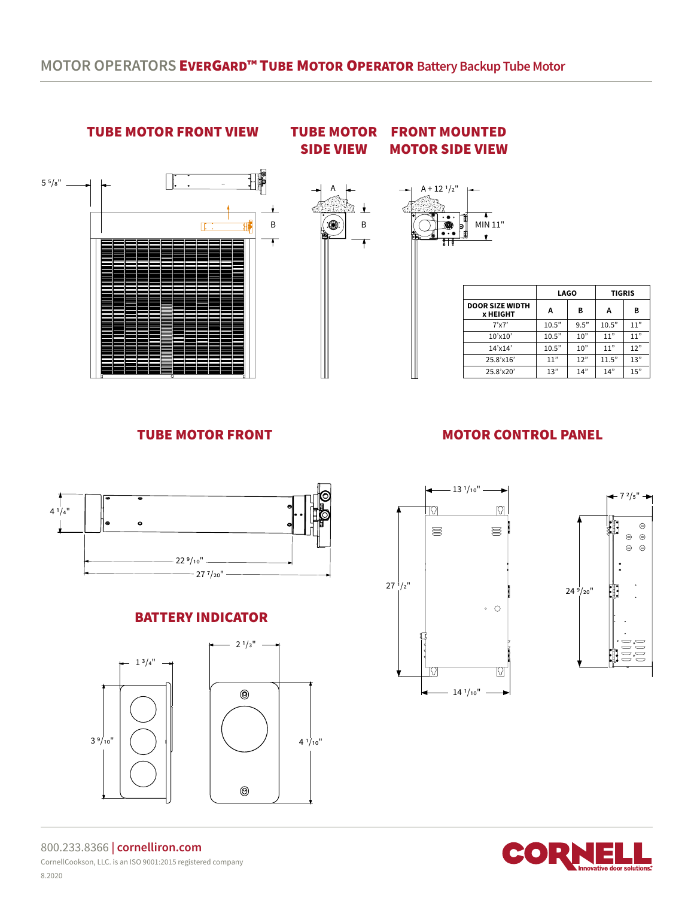MOTOR OPERATORS **EVERGARD™ TUBE MOTOR OPERATOR** Battery Backup Tube Motor

## TUBE MOTOR FRONT VIEW

5 5/8"

B

## TUBE MOTOR SIDE VIEW

A

B

## FRONT MOUNTED MOTOR SIDE VIEW

A + 12 1/2"

MIN 11"

| DOOR SIZE WIDTH x HEIGHT | LAGO | | TIGRIS | |
|---|---|---|---|---|
| | A | B | A | B |
| 7'x7' | 10.5" | 9.5" | 10.5" | 11" |
| 10'x10' | 10.5" | 10" | 11" | 11" |
| 14'x14' | 10.5" | 10" | 11" | 12" |
| 25.8'x16' | 11" | 12" | 11.5" | 13" |
| 25.8'x20' | 13" | 14" | 14" | 15" |

## TUBE MOTOR FRONT

4 1/4"

22 9/10"

27 7/20"

## MOTOR CONTROL PANEL

13 1/10"

27 1/2"

14 1/10"

7 2/5"

24 9/20"

## BATTERY INDICATOR

1 3/4"

3 9/10"

2 1/3"

4 1/10"

800.233.8366 | **cornelliron.com**

CornellCookson, LLC. is an ISO 9001:2015 registered company

8.2020